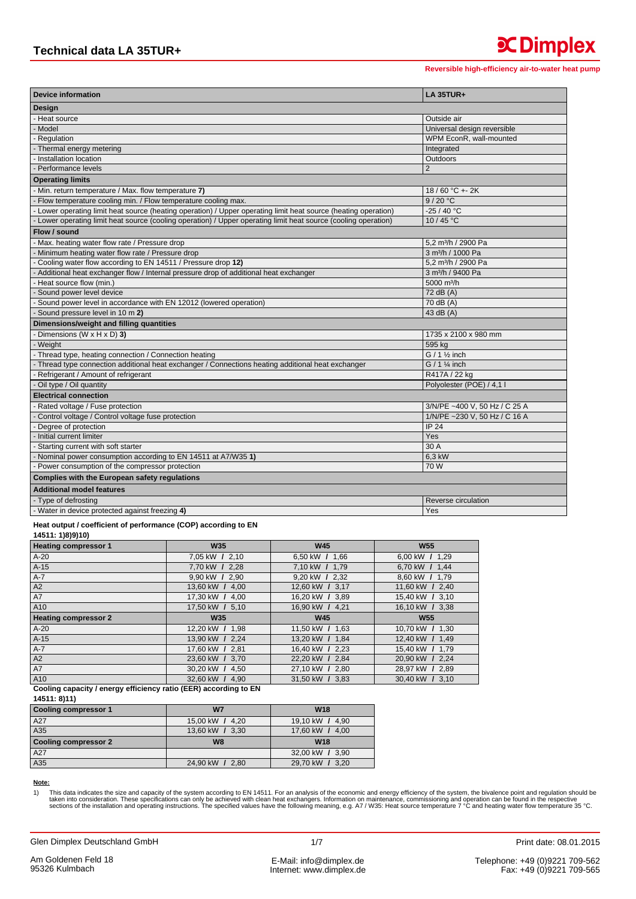# Technical data LA 35TUR+

**Reversible high-efficiency air-to-water heat pump**

| Device information | LA 35TUR+ |
|---|---|
| **Design** | |
| - Heat source | Outside air |
| - Model | Universal design reversible |
| - Regulation | WPM EconR, wall-mounted |
| - Thermal energy metering | Integrated |
| - Installation location | Outdoors |
| - Performance levels | 2 |
| **Operating limits** | |
| - Min. return temperature / Max. flow temperature **7)** | 18 / 60 °C +- 2K |
| - Flow temperature cooling min. / Flow temperature cooling max. | 9 / 20 °C |
| - Lower operating limit heat source (heating operation) / Upper operating limit heat source (heating operation) | -25 / 40 °C |
| - Lower operating limit heat source (cooling operation) / Upper operating limit heat source (cooling operation) | 10 / 45 °C |
| **Flow / sound** | |
| - Max. heating water flow rate / Pressure drop | 5,2 m³/h / 2900 Pa |
| - Minimum heating water flow rate / Pressure drop | 3 m³/h / 1000 Pa |
| - Cooling water flow according to EN 14511 / Pressure drop **12)** | 5,2 m³/h / 2900 Pa |
| - Additional heat exchanger flow / Internal pressure drop of additional heat exchanger | 3 m³/h / 9400 Pa |
| - Heat source flow (min.) | 5000 m³/h |
| - Sound power level device | 72 dB (A) |
| - Sound power level in accordance with EN 12012 (lowered operation) | 70 dB (A) |
| - Sound pressure level in 10 m **2)** | 43 dB (A) |
| **Dimensions/weight and filling quantities** | |
| - Dimensions (W x H x D) **3)** | 1735 x 2100 x 980 mm |
| - Weight | 595 kg |
| - Thread type, heating connection / Connection heating | G / 1 ½ inch |
| - Thread type connection additional heat exchanger / Connections heating additional heat exchanger | G / 1 ¼ inch |
| - Refrigerant / Amount of refrigerant | R417A / 22 kg |
| - Oil type / Oil quantity | Polyolester (POE) / 4,1 l |
| **Electrical connection** | |
| - Rated voltage / Fuse protection | 3/N/PE ~400 V, 50 Hz / C 25 A |
| - Control voltage / Control voltage fuse protection | 1/N/PE ~230 V, 50 Hz / C 16 A |
| - Degree of protection | IP 24 |
| - Initial current limiter | Yes |
| - Starting current with soft starter | 30 A |
| - Nominal power consumption according to EN 14511 at A7/W35 **1)** | 6,3 kW |
| - Power consumption of the compressor protection | 70 W |
| **Complies with the European safety regulations** | |
| **Additional model features** | |
| - Type of defrosting | Reverse circulation |
| - Water in device protected against freezing **4)** | Yes |

**Heat output / coefficient of performance (COP) according to EN 14511: 1)8)9)10)**

| Heating compressor 1 | W35 | W45 | W55 |
|---|---|---|---|
| A-20 | 7,05 kW / 2,10 | 6,50 kW / 1,66 | 6,00 kW / 1,29 |
| A-15 | 7,70 kW / 2,28 | 7,10 kW / 1,79 | 6,70 kW / 1,44 |
| A-7 | 9,90 kW / 2,90 | 9,20 kW / 2,32 | 8,60 kW / 1,79 |
| A2 | 13,60 kW / 4,00 | 12,60 kW / 3,17 | 11,60 kW / 2,40 |
| A7 | 17,30 kW / 4,00 | 16,20 kW / 3,89 | 15,40 kW / 3,10 |
| A10 | 17,50 kW / 5,10 | 16,90 kW / 4,21 | 16,10 kW / 3,38 |
| **Heating compressor 2** | **W35** | **W45** | **W55** |
| A-20 | 12,20 kW / 1,98 | 11,50 kW / 1,63 | 10,70 kW / 1,30 |
| A-15 | 13,90 kW / 2,24 | 13,20 kW / 1,84 | 12,40 kW / 1,49 |
| A-7 | 17,60 kW / 2,81 | 16,40 kW / 2,23 | 15,40 kW / 1,79 |
| A2 | 23,60 kW / 3,70 | 22,20 kW / 2,84 | 20,90 kW / 2,24 |
| A7 | 30,20 kW / 4,50 | 27,10 kW / 2,80 | 28,97 kW / 2,89 |
| A10 | 32,60 kW / 4,90 | 31,50 kW / 3,83 | 30,40 kW / 3,10 |

**Cooling capacity / energy efficiency ratio (EER) according to EN 14511: 8)11)**

| Cooling compressor 1 | W7 | W18 |
|---|---|---|
| A27 | 15,00 kW / 4,20 | 19,10 kW / 4,90 |
| A35 | 13,60 kW / 3,30 | 17,60 kW / 4,00 |
| **Cooling compressor 2** | **W8** | **W18** |
| A27 | | 32,00 kW / 3,90 |
| A35 | 24,90 kW / 2,80 | 29,70 kW / 3,20 |

**Note:**

1) This data indicates the size and capacity of the system according to EN 14511. For an analysis of the economic and energy efficiency of the system, the bivalence point and regulation should be taken into consideration. These specifications can only be achieved with clean heat exchangers. Information on maintenance, commissioning and operation can be found in the respective sections of the installation and operating instructions. The specified values have the following meaning, e.g. A7 / W35: Heat source temperature 7 °C and heating water flow temperature 35 °C.

Glen Dimplex Deutschland GmbH
Am Goldenen Feld 18
95326 Kulmbach

E-Mail: info@dimplex.de
Internet: www.dimplex.de

Print date: 08.01.2015
Telephone: +49 (0)9221 709-562
Fax: +49 (0)9221 709-565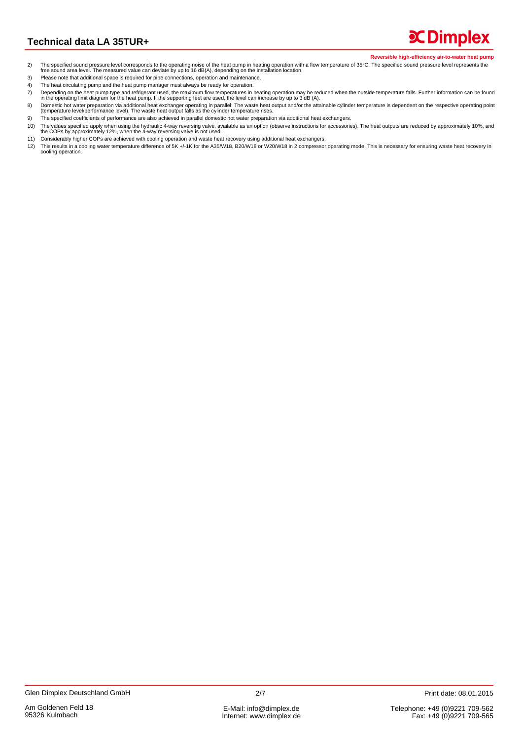2) The specified sound pressure level corresponds to the operating noise of the heat pump in heating operation with a flow temperature of 35°C. The specified sound pressure level represents the free sound area level. The measured value can deviate by up to 16 dB(A), depending on the installation location.

3) Please note that additional space is required for pipe connections, operation and maintenance.

4) The heat circulating pump and the heat pump manager must always be ready for operation.

7) Depending on the heat pump type and refrigerant used, the maximum flow temperatures in heating operation may be reduced when the outside temperature falls. Further information can be found in the operating limit diagram for the heat pump. If the supporting feet are used, the level can increase by up to 3 dB (A).

8) Domestic hot water preparation via additional heat exchanger operating in parallel: The waste heat output and/or the attainable cylinder temperature is dependent on the respective operating point (temperature level/performance level). The waste heat output falls as the cylinder temperature rises.

9) The specified coefficients of performance are also achieved in parallel domestic hot water preparation via additional heat exchangers.

10) The values specified apply when using the hydraulic 4-way reversing valve, available as an option (observe instructions for accessories). The heat outputs are reduced by approximately 10%, and the COPs by approximately 12%, when the 4-way reversing valve is not used.

11) Considerably higher COPs are achieved with cooling operation and waste heat recovery using additional heat exchangers.

12) This results in a cooling water temperature difference of 5K +/-1K for the A35/W18, B20/W18 or W20/W18 in 2 compressor operating mode. This is necessary for ensuring waste heat recovery in cooling operation.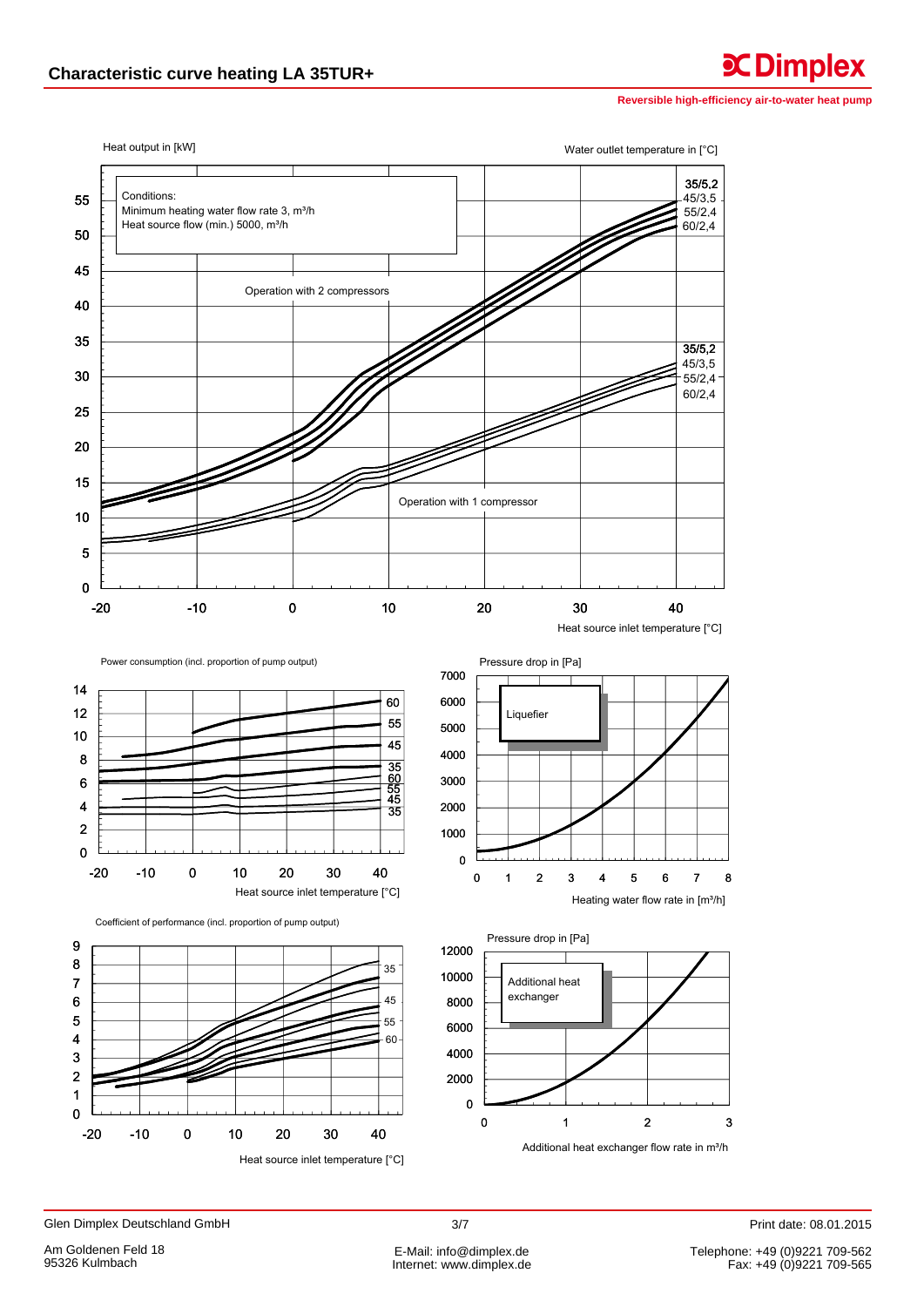# Characteristic curve heating LA 35TUR+

Reversible high-efficiency air-to-water heat pump

Heat output in [kW]

Water outlet temperature in [°C]

Conditions:
Minimum heating water flow rate 3, m³/h
Heat source flow (min.) 5000, m³/h

Operation with 2 compressors

35/5,2
45/3,5
55/2,4
60/2,4

35/5,2
45/3,5
55/2,4
60/2,4

Operation with 1 compressor

Heat source inlet temperature [°C]

Power consumption (incl. proportion of pump output)

60
55
45
35
60
55
45
35

Heat source inlet temperature [°C]

Pressure drop in [Pa]

Liquefier

Heating water flow rate in [m³/h]

Coefficient of performance (incl. proportion of pump output)

35
45
55
60

Heat source inlet temperature [°C]

Pressure drop in [Pa]

Additional heat exchanger

Additional heat exchanger flow rate in m³/h

Glen Dimplex Deutschland GmbH

Am Goldenen Feld 18
95326 Kulmbach

E-Mail: info@dimplex.de
Internet: www.dimplex.de

Print date: 08.01.2015

Telephone: +49 (0)9221 709-562
Fax: +49 (0)9221 709-565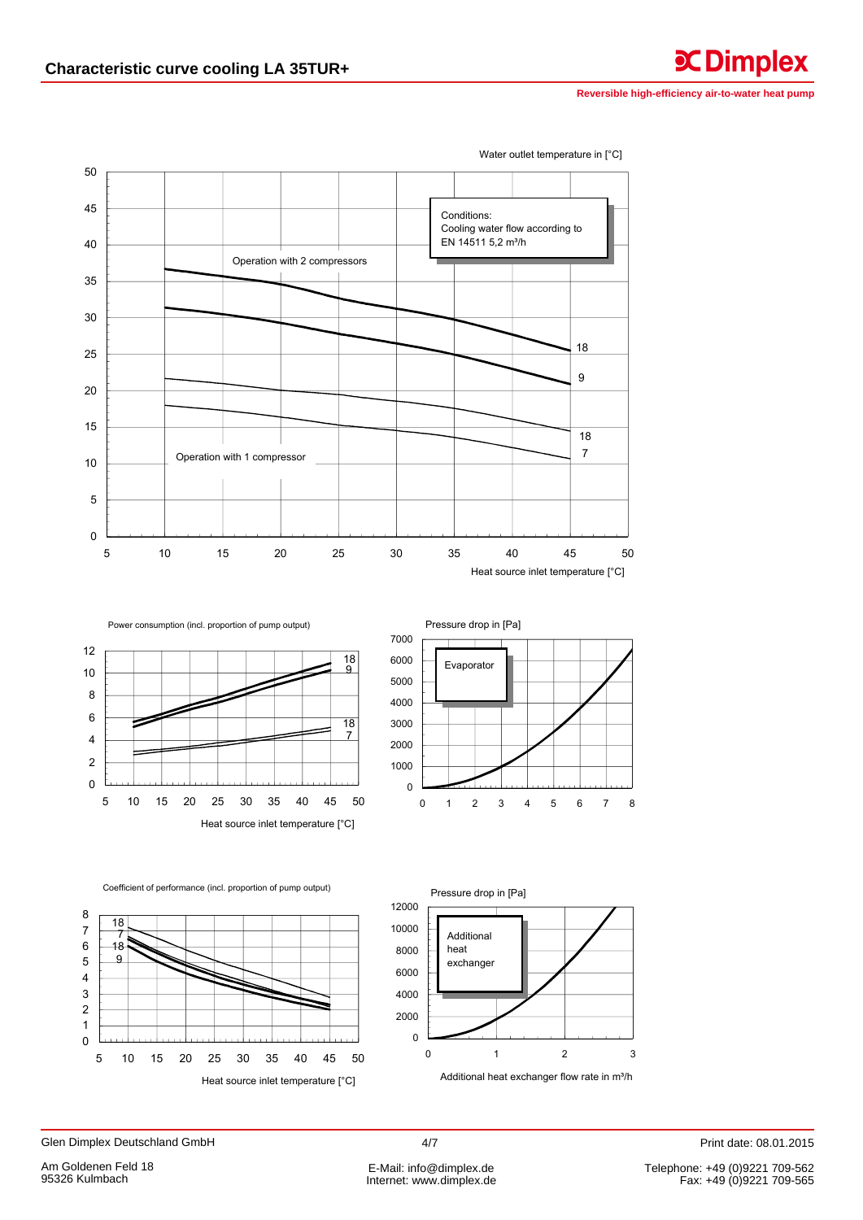# Characteristic curve cooling LA 35TUR+

Reversible high-efficiency air-to-water heat pump

Water outlet temperature in [°C]

Conditions:
Cooling water flow according to EN 14511 5,2 m³/h

Operation with 2 compressors

Operation with 1 compressor

18

9

18

7

Heat source inlet temperature [°C]

Power consumption (incl. proportion of pump output)

Heat source inlet temperature [°C]

Pressure drop in [Pa]

Evaporator

Coefficient of performance (incl. proportion of pump output)

Heat source inlet temperature [°C]

Pressure drop in [Pa]

Additional heat exchanger

Additional heat exchanger flow rate in m³/h

Glen Dimplex Deutschland GmbH

Am Goldenen Feld 18
95326 Kulmbach

E-Mail: info@dimplex.de
Internet: www.dimplex.de

Print date: 08.01.2015

Telephone: +49 (0)9221 709-562
Fax: +49 (0)9221 709-565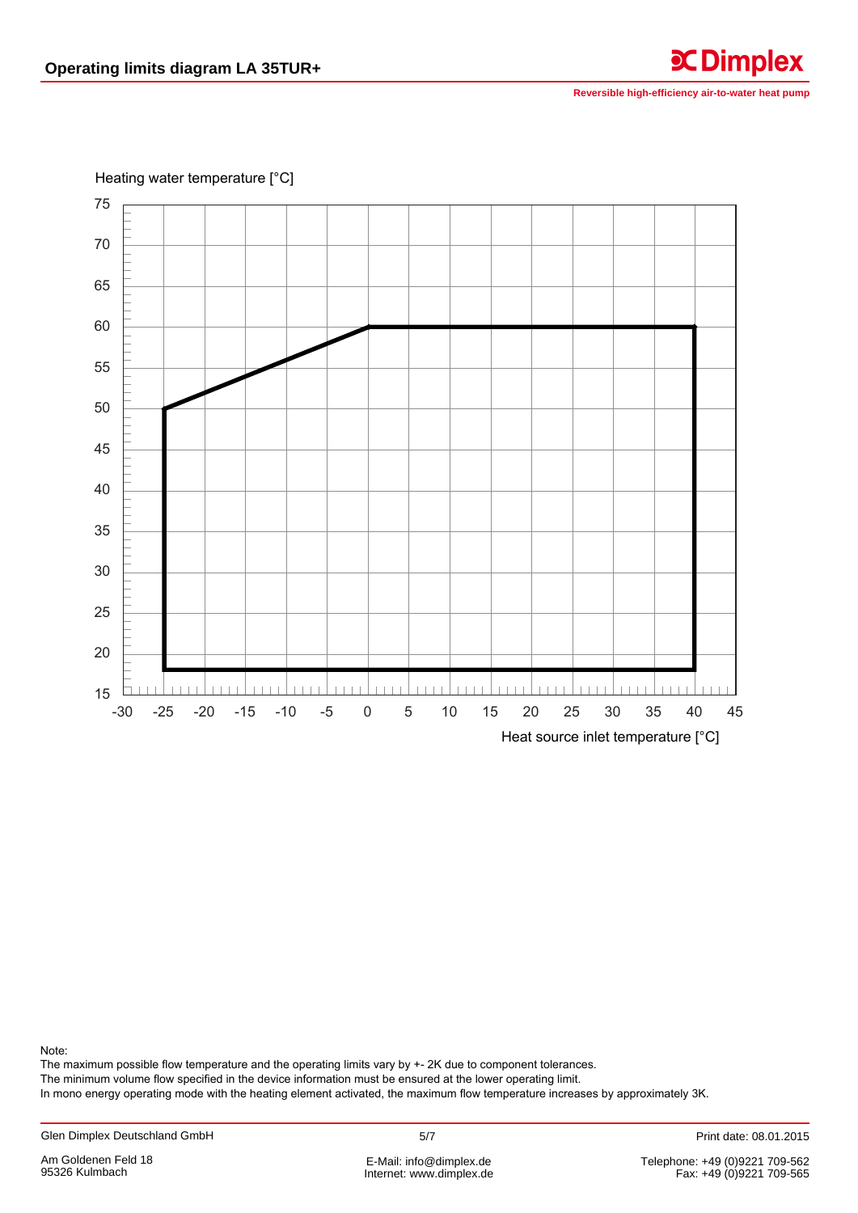# Operating limits diagram LA 35TUR+

Reversible high-efficiency air-to-water heat pump

Heating water temperature [°C]

Heat source inlet temperature [°C]

Note:
The maximum possible flow temperature and the operating limits vary by +- 2K due to component tolerances.
The minimum volume flow specified in the device information must be ensured at the lower operating limit.
In mono energy operating mode with the heating element activated, the maximum flow temperature increases by approximately 3K.

Glen Dimplex Deutschland GmbH

Print date: 08.01.2015

Am Goldenen Feld 18
95326 Kulmbach

E-Mail: info@dimplex.de
Internet: www.dimplex.de

Telephone: +49 (0)9221 709-562
Fax: +49 (0)9221 709-565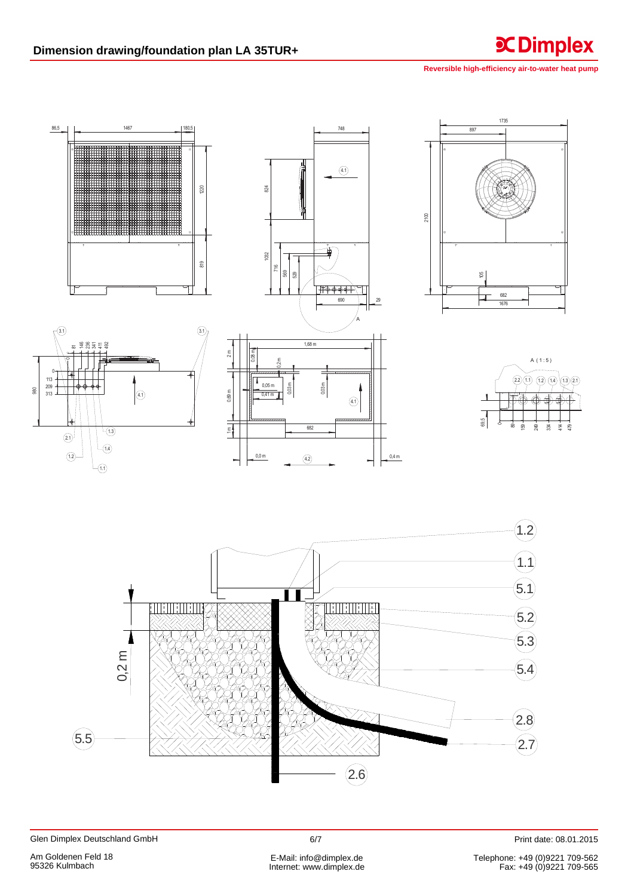# Dimension drawing/foundation plan LA 35TUR+

**Reversible high-efficiency air-to-water heat pump**

86,5 | 1467 | 180,5

1220

819

748

824

4.1

1032 | 716 | 569 | 529

690 | 29

A

1735

897

2100

105

682

1676

3.1 | 3.1

0 | 81 | 146 | 236 | 341 | 411 | 492

0 | 113 | 209 | 313

980

4.1

2.1 | 1.2 | 1.3 | 1.4 | 1.1

2 m | 0,08 m | 0,2 m | 1,68 m

0,05 m | 0,41 m | 0,03 m | 0,03 m

0,69 m

4.1

1 m | 682

0,0 m | 4.2 | 0,4 m

A ( 1 : 5 )

2.2 | 1.1 | 1.2 | 1.4 | 1.3 | 2.1

69,5 | 0 | 88 | 159 | 249 | 334 | 414 | 479

0,2 m

1.2 | 1.1 | 5.1 | 5.2 | 5.3 | 5.4 | 2.8 | 2.7 | 2.6 | 5.5

Glen Dimplex Deutschland GmbH

Am Goldenen Feld 18
95326 Kulmbach

E-Mail: info@dimplex.de
Internet: www.dimplex.de

Print date: 08.01.2015

Telephone: +49 (0)9221 709-562
Fax: +49 (0)9221 709-565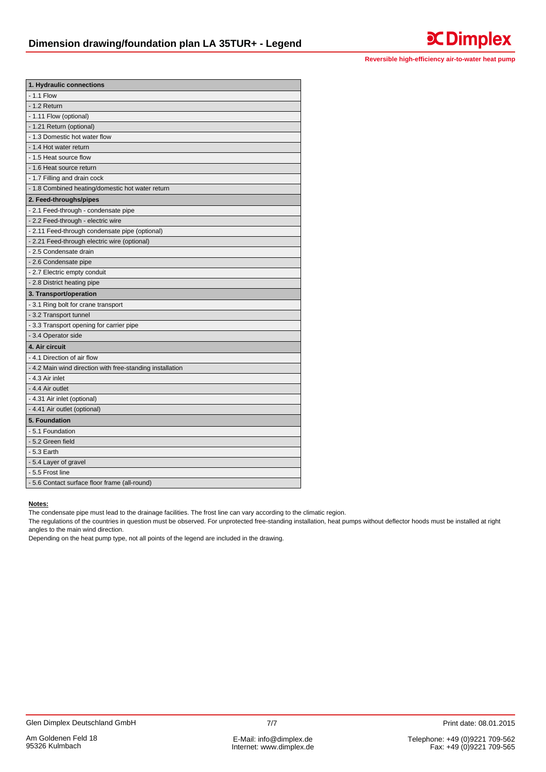# Dimension drawing/foundation plan LA 35TUR+ - Legend

Reversible high-efficiency air-to-water heat pump

| |
|---|
| **1. Hydraulic connections** |
| - 1.1 Flow |
| - 1.2 Return |
| - 1.11 Flow (optional) |
| - 1.21 Return (optional) |
| - 1.3 Domestic hot water flow |
| - 1.4 Hot water return |
| - 1.5 Heat source flow |
| - 1.6 Heat source return |
| - 1.7 Filling and drain cock |
| - 1.8 Combined heating/domestic hot water return |
| **2. Feed-throughs/pipes** |
| - 2.1 Feed-through - condensate pipe |
| - 2.2 Feed-through - electric wire |
| - 2.11 Feed-through condensate pipe (optional) |
| - 2.21 Feed-through electric wire (optional) |
| - 2.5 Condensate drain |
| - 2.6 Condensate pipe |
| - 2.7 Electric empty conduit |
| - 2.8 District heating pipe |
| **3. Transport/operation** |
| - 3.1 Ring bolt for crane transport |
| - 3.2 Transport tunnel |
| - 3.3 Transport opening for carrier pipe |
| - 3.4 Operator side |
| **4. Air circuit** |
| - 4.1 Direction of air flow |
| - 4.2 Main wind direction with free-standing installation |
| - 4.3 Air inlet |
| - 4.4 Air outlet |
| - 4.31 Air inlet (optional) |
| - 4.41 Air outlet (optional) |
| **5. Foundation** |
| - 5.1 Foundation |
| - 5.2 Green field |
| - 5.3 Earth |
| - 5.4 Layer of gravel |
| - 5.5 Frost line |
| - 5.6 Contact surface floor frame (all-round) |

**Notes:**

The condensate pipe must lead to the drainage facilities. The frost line can vary according to the climatic region.

The regulations of the countries in question must be observed. For unprotected free-standing installation, heat pumps without deflector hoods must be installed at right angles to the main wind direction.

Depending on the heat pump type, not all points of the legend are included in the drawing.

Glen Dimplex Deutschland GmbH
Am Goldenen Feld 18
95326 Kulmbach

E-Mail: info@dimplex.de
Internet: www.dimplex.de

Print date: 08.01.2015
Telephone: +49 (0)9221 709-562
Fax: +49 (0)9221 709-565